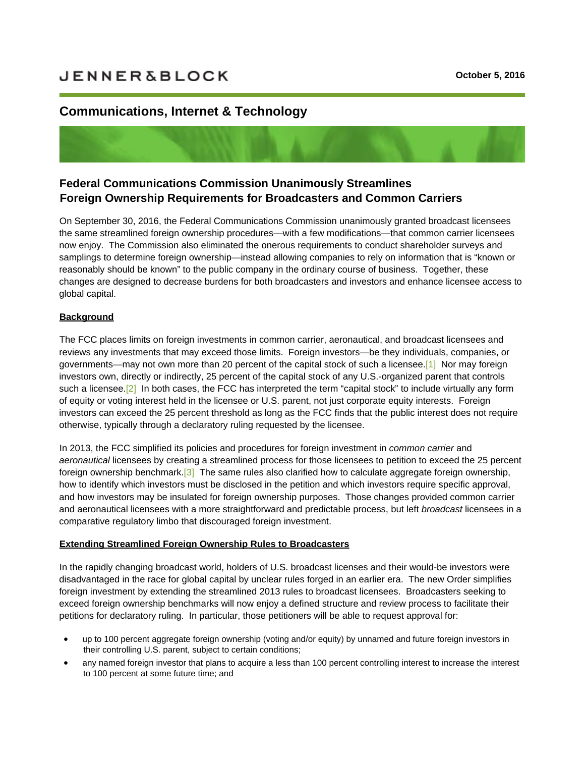JENNER&BLOCK

October 5, 2016

## Communications, Internet & Technology

# Federal Communications Commission Unanimously Streamlines Foreign Ownership Requirements for Broadcasters and Common Carriers

On September 30, 2016, the Federal Communications Commission unanimously granted broadcast licensees the same streamlined foreign ownership procedures—with a few modifications—that common carrier licensees now enjoy. The Commission also eliminated the onerous requirements to conduct shareholder surveys and samplings to determine foreign ownership—instead allowing companies to rely on information that is "known or reasonably should be known" to the public company in the ordinary course of business. Together, these changes are designed to decrease burdens for both broadcasters and investors and enhance licensee access to global capital.

**Background**

The FCC places limits on foreign investments in common carrier, aeronautical, and broadcast licensees and reviews any investments that may exceed those limits. Foreign investors—be they individuals, companies, or governments—may not own more than 20 percent of the capital stock of such a licensee.[1] Nor may foreign investors own, directly or indirectly, 25 percent of the capital stock of any U.S.-organized parent that controls such a licensee.[2] In both cases, the FCC has interpreted the term "capital stock" to include virtually any form of equity or voting interest held in the licensee or U.S. parent, not just corporate equity interests. Foreign investors can exceed the 25 percent threshold as long as the FCC finds that the public interest does not require otherwise, typically through a declaratory ruling requested by the licensee.

In 2013, the FCC simplified its policies and procedures for foreign investment in *common carrier* and *aeronautical* licensees by creating a streamlined process for those licensees to petition to exceed the 25 percent foreign ownership benchmark.[3] The same rules also clarified how to calculate aggregate foreign ownership, how to identify which investors must be disclosed in the petition and which investors require specific approval, and how investors may be insulated for foreign ownership purposes. Those changes provided common carrier and aeronautical licensees with a more straightforward and predictable process, but left *broadcast* licensees in a comparative regulatory limbo that discouraged foreign investment.

**Extending Streamlined Foreign Ownership Rules to Broadcasters**

In the rapidly changing broadcast world, holders of U.S. broadcast licenses and their would-be investors were disadvantaged in the race for global capital by unclear rules forged in an earlier era. The new Order simplifies foreign investment by extending the streamlined 2013 rules to broadcast licensees. Broadcasters seeking to exceed foreign ownership benchmarks will now enjoy a defined structure and review process to facilitate their petitions for declaratory ruling. In particular, those petitioners will be able to request approval for:

- up to 100 percent aggregate foreign ownership (voting and/or equity) by unnamed and future foreign investors in their controlling U.S. parent, subject to certain conditions;
- any named foreign investor that plans to acquire a less than 100 percent controlling interest to increase the interest to 100 percent at some future time; and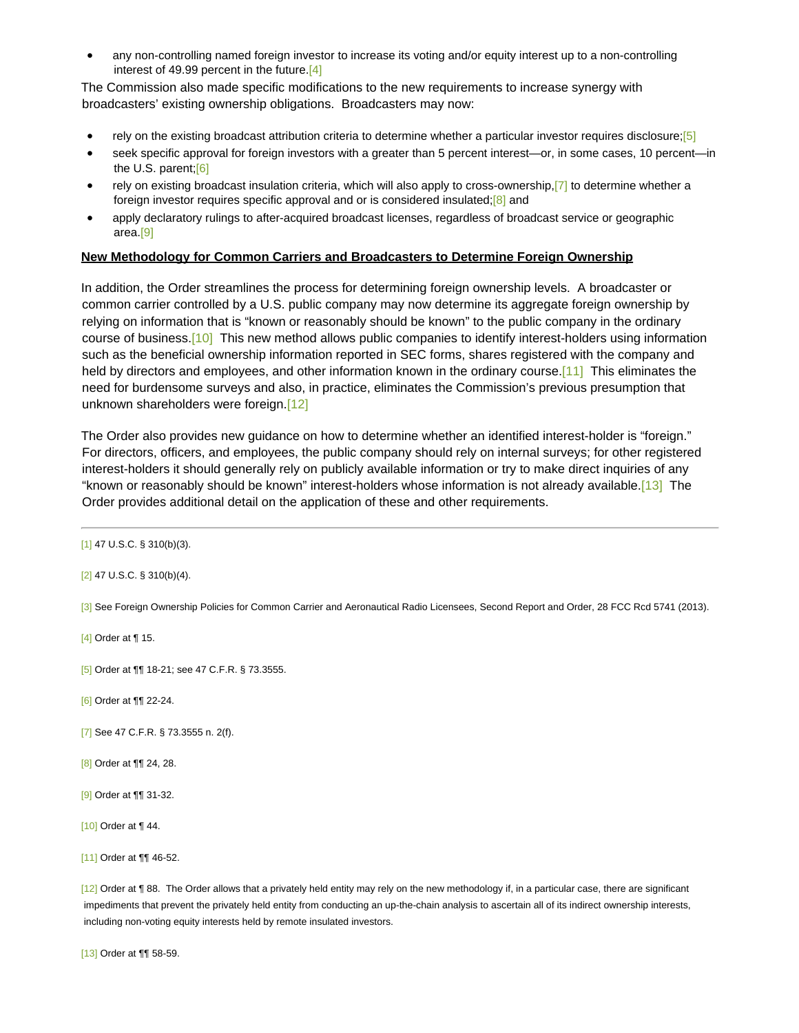- any non-controlling named foreign investor to increase its voting and/or equity interest up to a non-controlling interest of 49.99 percent in the future.[4]

The Commission also made specific modifications to the new requirements to increase synergy with broadcasters' existing ownership obligations. Broadcasters may now:

- rely on the existing broadcast attribution criteria to determine whether a particular investor requires disclosure;[5]
- seek specific approval for foreign investors with a greater than 5 percent interest—or, in some cases, 10 percent—in the U.S. parent;[6]
- rely on existing broadcast insulation criteria, which will also apply to cross-ownership,[7] to determine whether a foreign investor requires specific approval and or is considered insulated;[8] and
- apply declaratory rulings to after-acquired broadcast licenses, regardless of broadcast service or geographic area.[9]

**New Methodology for Common Carriers and Broadcasters to Determine Foreign Ownership**

In addition, the Order streamlines the process for determining foreign ownership levels. A broadcaster or common carrier controlled by a U.S. public company may now determine its aggregate foreign ownership by relying on information that is "known or reasonably should be known" to the public company in the ordinary course of business.[10] This new method allows public companies to identify interest-holders using information such as the beneficial ownership information reported in SEC forms, shares registered with the company and held by directors and employees, and other information known in the ordinary course.[11] This eliminates the need for burdensome surveys and also, in practice, eliminates the Commission's previous presumption that unknown shareholders were foreign.[12]

The Order also provides new guidance on how to determine whether an identified interest-holder is "foreign." For directors, officers, and employees, the public company should rely on internal surveys; for other registered interest-holders it should generally rely on publicly available information or try to make direct inquiries of any "known or reasonably should be known" interest-holders whose information is not already available.[13] The Order provides additional detail on the application of these and other requirements.

---

[1] 47 U.S.C. § 310(b)(3).

[2] 47 U.S.C. § 310(b)(4).

[3] See Foreign Ownership Policies for Common Carrier and Aeronautical Radio Licensees, Second Report and Order, 28 FCC Rcd 5741 (2013).

[4] Order at ¶ 15.

[5] Order at ¶¶ 18-21; see 47 C.F.R. § 73.3555.

[6] Order at ¶¶ 22-24.

[7] See 47 C.F.R. § 73.3555 n. 2(f).

[8] Order at ¶¶ 24, 28.

[9] Order at ¶¶ 31-32.

[10] Order at ¶ 44.

[11] Order at ¶¶ 46-52.

[12] Order at ¶ 88. The Order allows that a privately held entity may rely on the new methodology if, in a particular case, there are significant impediments that prevent the privately held entity from conducting an up-the-chain analysis to ascertain all of its indirect ownership interests, including non-voting equity interests held by remote insulated investors.

[13] Order at ¶¶ 58-59.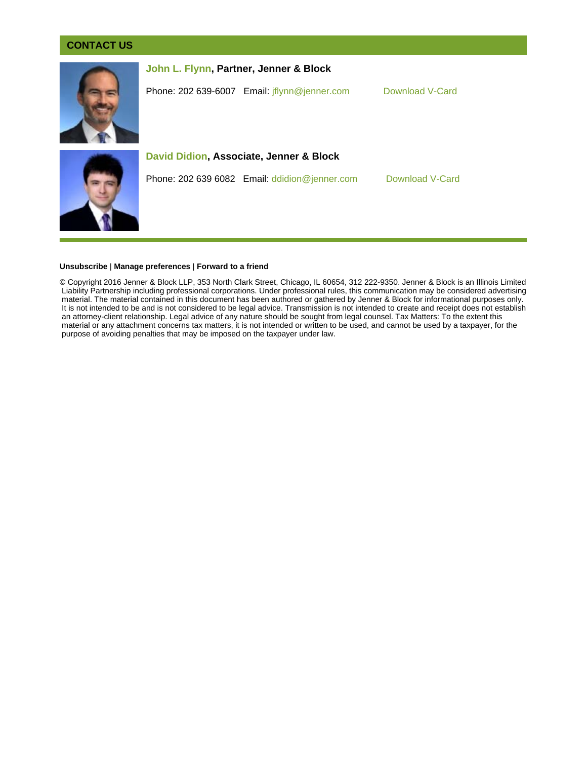## CONTACT US

**John L. Flynn, Partner, Jenner & Block**

Phone: 202 639-6007   Email: jflynn@jenner.com   Download V-Card

**David Didion, Associate, Jenner & Block**

Phone: 202 639 6082   Email: ddidion@jenner.com   Download V-Card

**Unsubscribe** | **Manage preferences** | **Forward to a friend**

© Copyright 2016 Jenner & Block LLP, 353 North Clark Street, Chicago, IL 60654, 312 222-9350. Jenner & Block is an Illinois Limited Liability Partnership including professional corporations. Under professional rules, this communication may be considered advertising material. The material contained in this document has been authored or gathered by Jenner & Block for informational purposes only. It is not intended to be and is not considered to be legal advice. Transmission is not intended to create and receipt does not establish an attorney-client relationship. Legal advice of any nature should be sought from legal counsel. Tax Matters: To the extent this material or any attachment concerns tax matters, it is not intended or written to be used, and cannot be used by a taxpayer, for the purpose of avoiding penalties that may be imposed on the taxpayer under law.